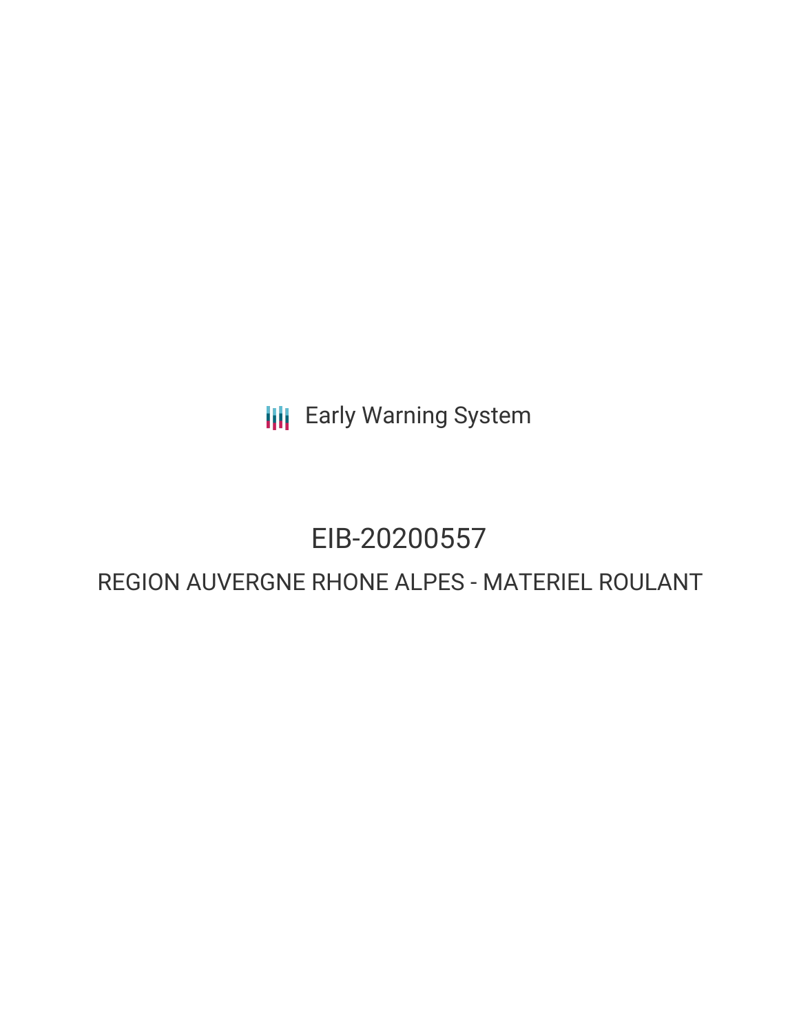Early Warning System

# EIB-20200557

## REGION AUVERGNE RHONE ALPES - MATERIEL ROULANT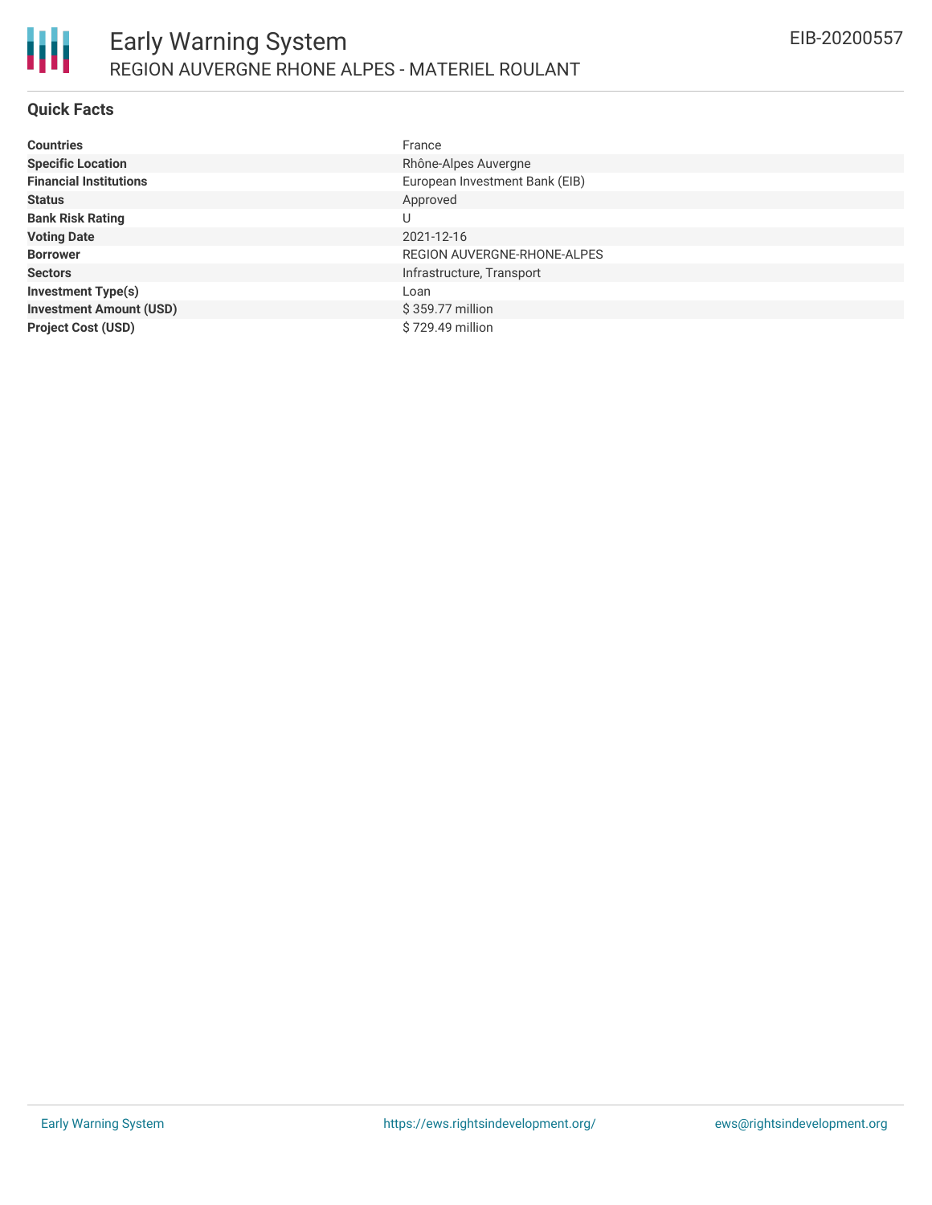# Early Warning System

## REGION AUVERGNE RHONE ALPES - MATERIEL ROULANT

EIB-20200557

### Quick Facts

| | |
|---|---|
| **Countries** | France |
| **Specific Location** | Rhône-Alpes Auvergne |
| **Financial Institutions** | European Investment Bank (EIB) |
| **Status** | Approved |
| **Bank Risk Rating** | U |
| **Voting Date** | 2021-12-16 |
| **Borrower** | REGION AUVERGNE-RHONE-ALPES |
| **Sectors** | Infrastructure, Transport |
| **Investment Type(s)** | Loan |
| **Investment Amount (USD)** | $ 359.77 million |
| **Project Cost (USD)** | $ 729.49 million |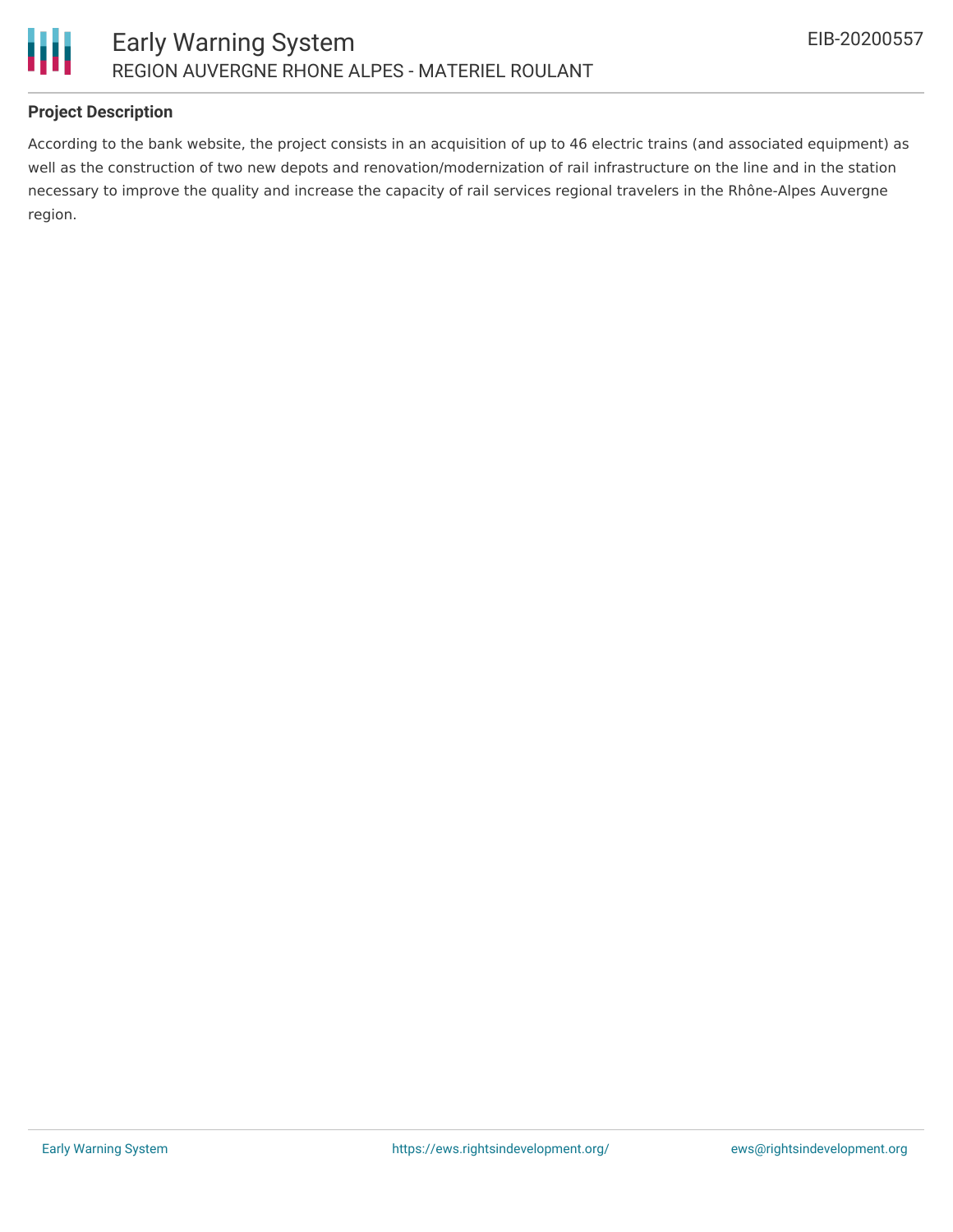## Project Description

According to the bank website, the project consists in an acquisition of up to 46 electric trains (and associated equipment) as well as the construction of two new depots and renovation/modernization of rail infrastructure on the line and in the station necessary to improve the quality and increase the capacity of rail services regional travelers in the Rhône-Alpes Auvergne region.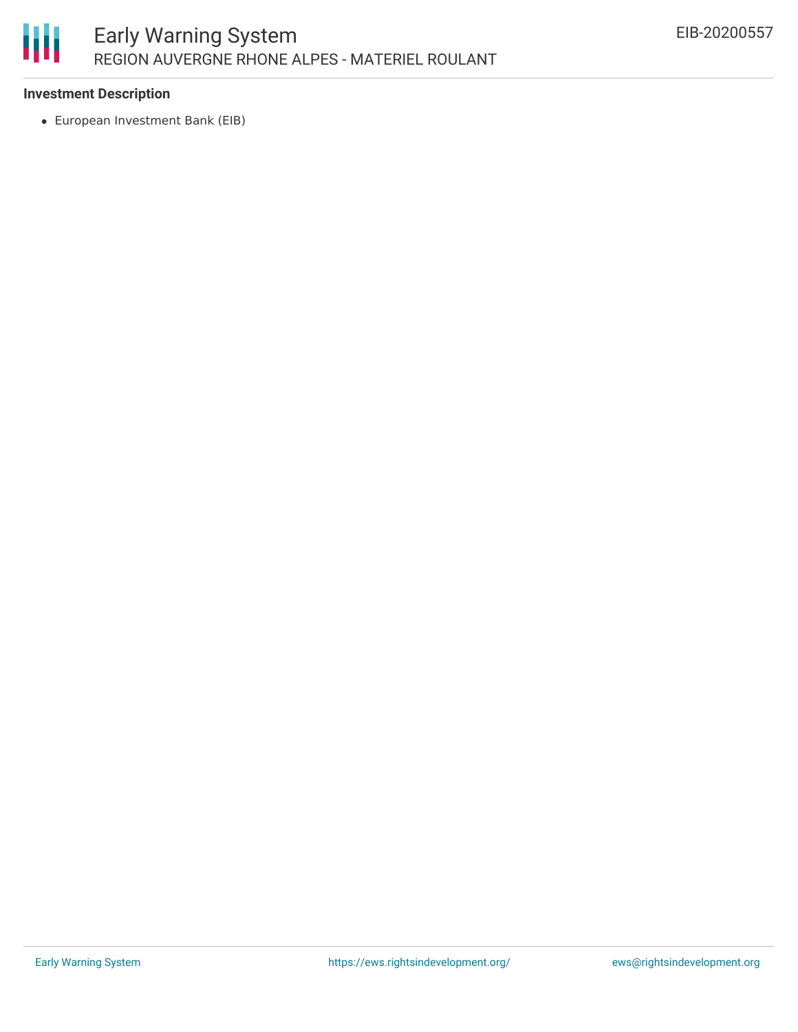### Investment Description

- European Investment Bank (EIB)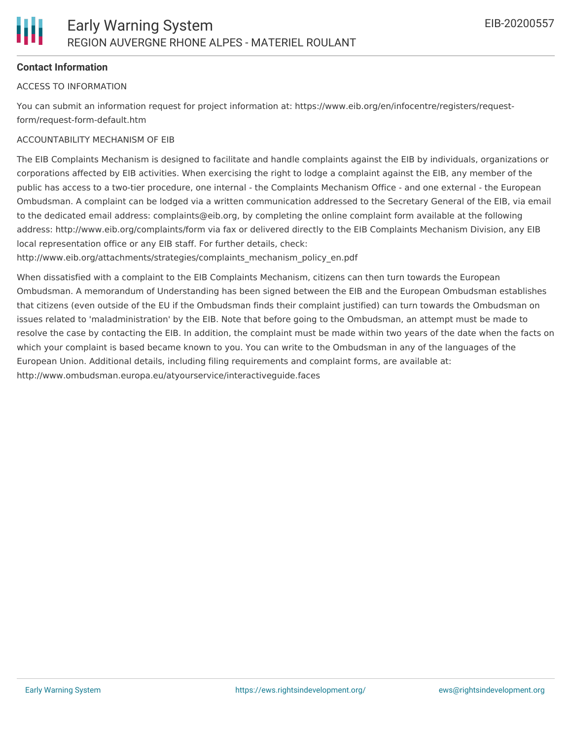**Contact Information**

ACCESS TO INFORMATION

You can submit an information request for project information at: https://www.eib.org/en/infocentre/registers/request-form/request-form-default.htm

ACCOUNTABILITY MECHANISM OF EIB

The EIB Complaints Mechanism is designed to facilitate and handle complaints against the EIB by individuals, organizations or corporations affected by EIB activities. When exercising the right to lodge a complaint against the EIB, any member of the public has access to a two-tier procedure, one internal - the Complaints Mechanism Office - and one external - the European Ombudsman. A complaint can be lodged via a written communication addressed to the Secretary General of the EIB, via email to the dedicated email address: complaints@eib.org, by completing the online complaint form available at the following address: http://www.eib.org/complaints/form via fax or delivered directly to the EIB Complaints Mechanism Division, any EIB local representation office or any EIB staff. For further details, check: http://www.eib.org/attachments/strategies/complaints_mechanism_policy_en.pdf

When dissatisfied with a complaint to the EIB Complaints Mechanism, citizens can then turn towards the European Ombudsman. A memorandum of Understanding has been signed between the EIB and the European Ombudsman establishes that citizens (even outside of the EU if the Ombudsman finds their complaint justified) can turn towards the Ombudsman on issues related to 'maladministration' by the EIB. Note that before going to the Ombudsman, an attempt must be made to resolve the case by contacting the EIB. In addition, the complaint must be made within two years of the date when the facts on which your complaint is based became known to you. You can write to the Ombudsman in any of the languages of the European Union. Additional details, including filing requirements and complaint forms, are available at: http://www.ombudsman.europa.eu/atyourservice/interactiveguide.faces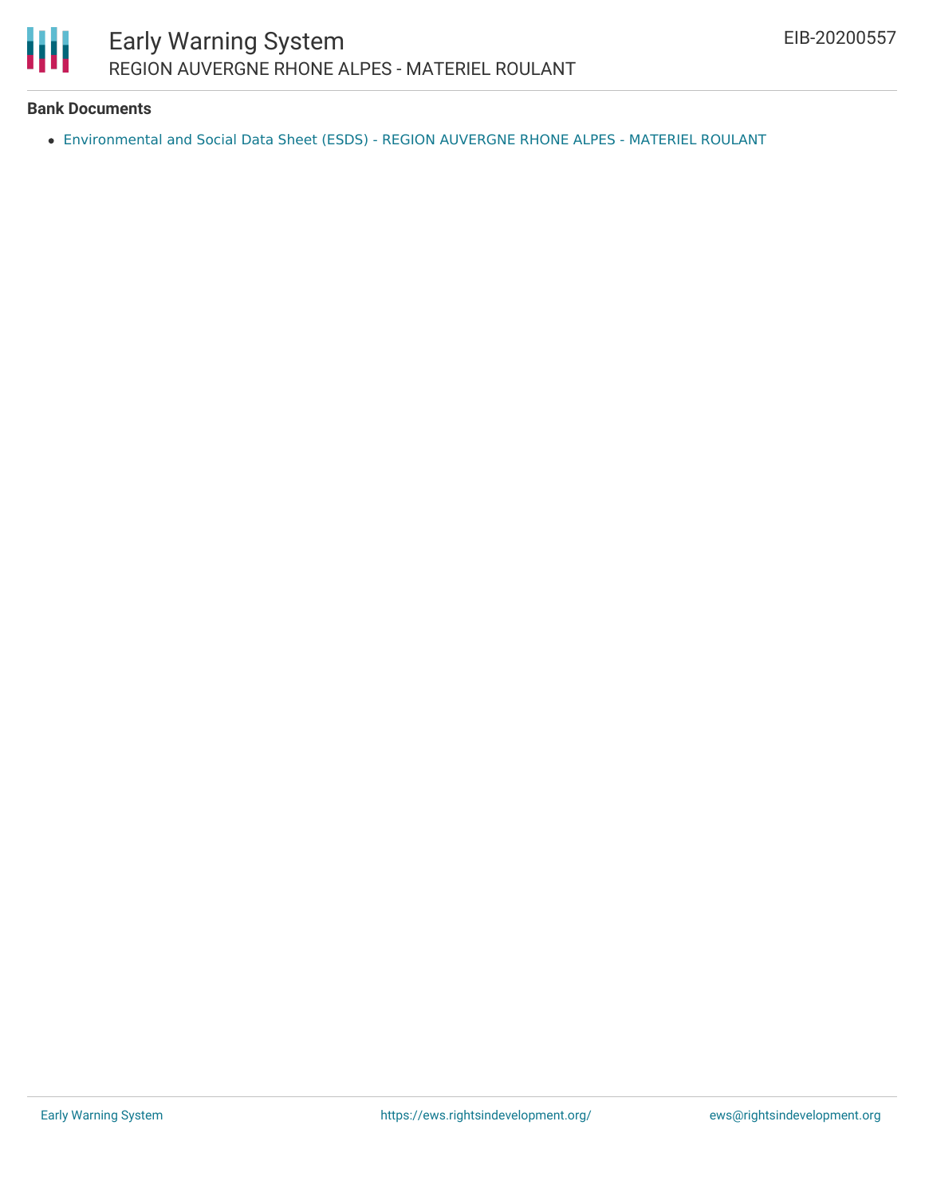**Bank Documents**

- Environmental and Social Data Sheet (ESDS) - REGION AUVERGNE RHONE ALPES - MATERIEL ROULANT